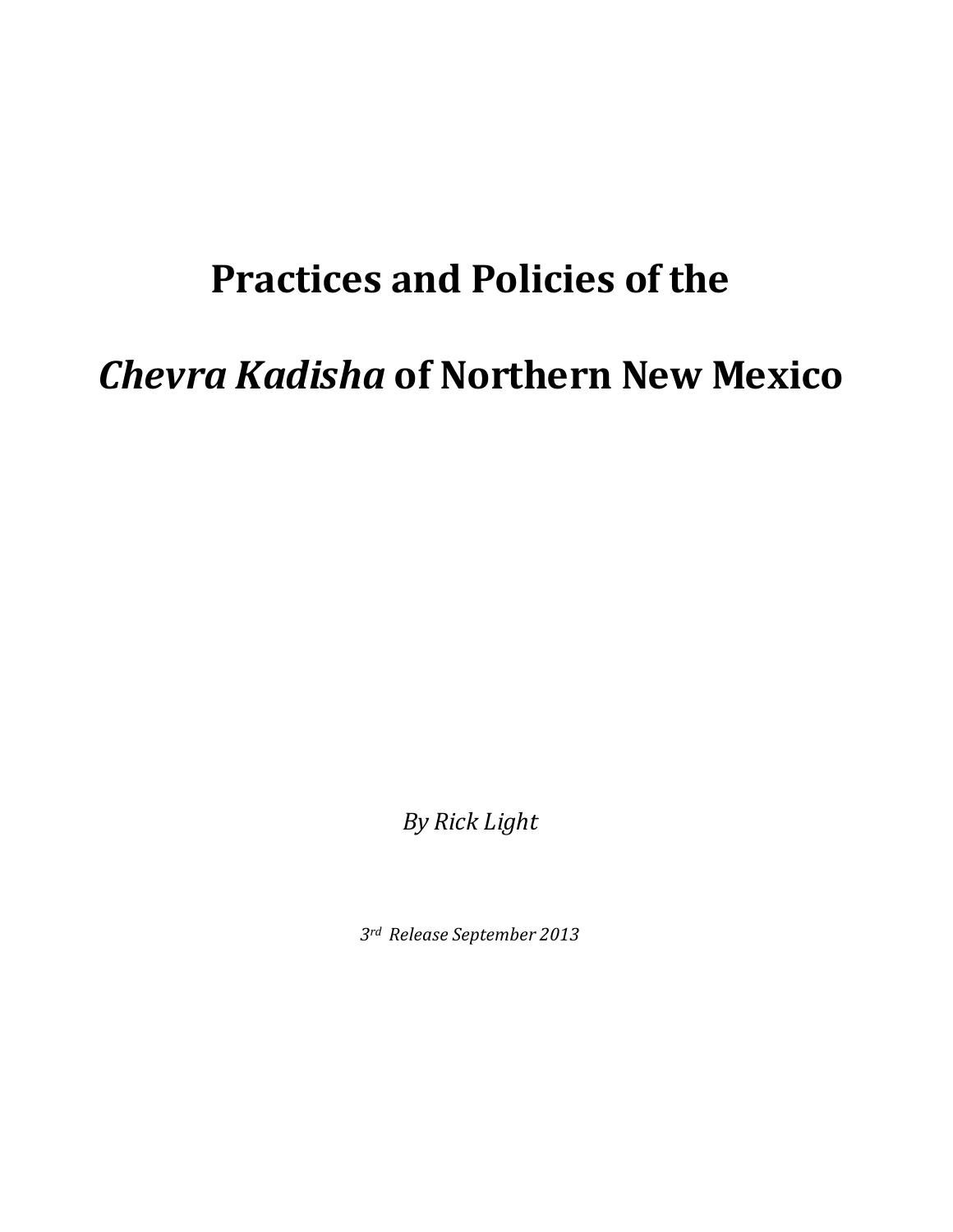# Practices and Policies of the *Chevra Kadisha* of Northern New Mexico

*By Rick Light*

*3rd Release September 2013*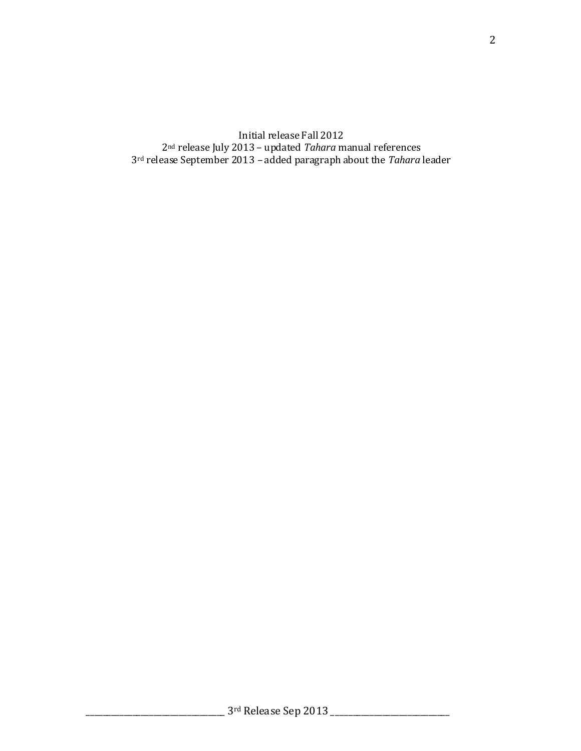Initial release Fall 2012

2nd release July 2013 – updated *Tahara* manual references

3rd release September 2013 – added paragraph about the *Tahara* leader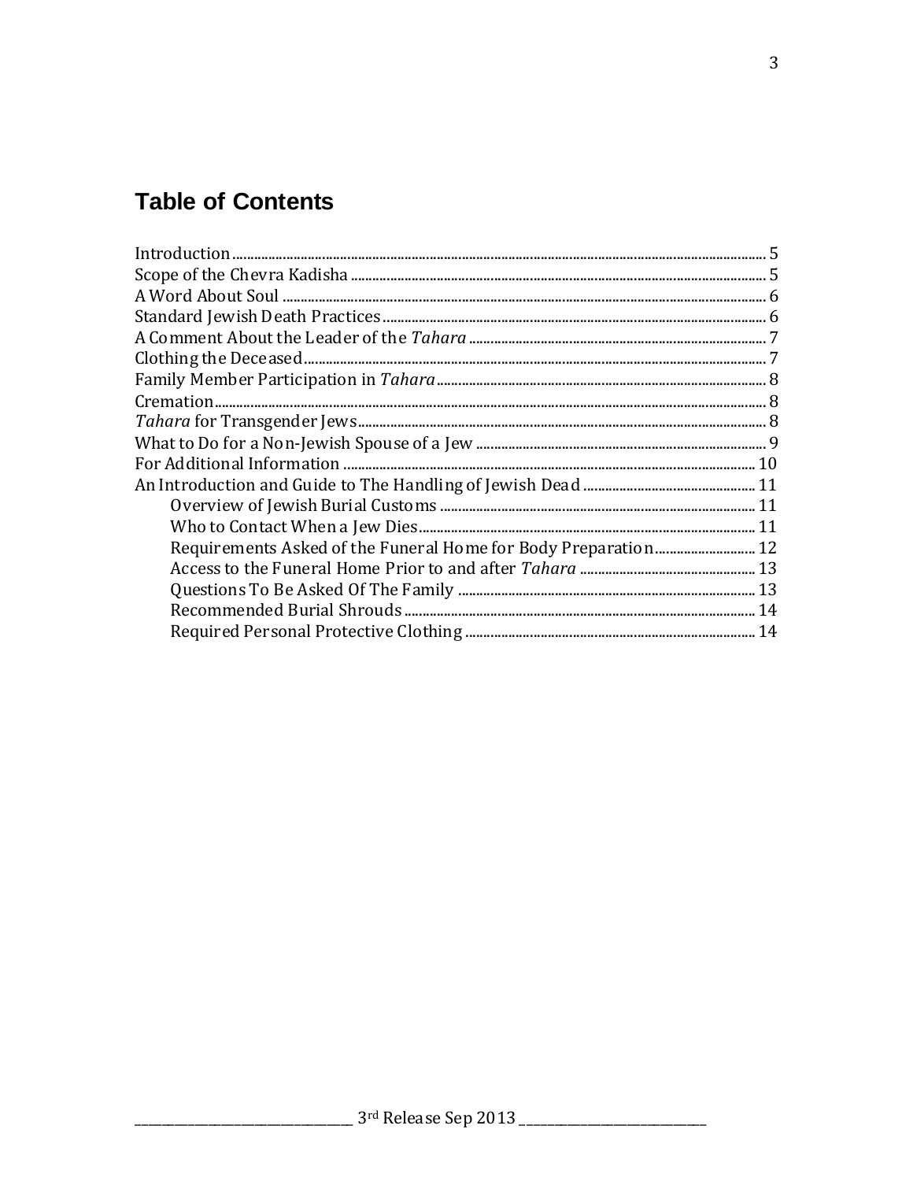# Table of Contents

Introduction ..... 5
Scope of the Chevra Kadisha ..... 5
A Word About Soul ..... 6
Standard Jewish Death Practices ..... 6
A Comment About the Leader of the *Tahara* ..... 7
Clothing the Deceased ..... 7
Family Member Participation in *Tahara* ..... 8
Cremation ..... 8
*Tahara* for Transgender Jews ..... 8
What to Do for a Non-Jewish Spouse of a Jew ..... 9
For Additional Information ..... 10
An Introduction and Guide to The Handling of Jewish Dead ..... 11
- Overview of Jewish Burial Customs ..... 11
- Who to Contact When a Jew Dies ..... 11
- Requirements Asked of the Funeral Home for Body Preparation ..... 12
- Access to the Funeral Home Prior to and after *Tahara* ..... 13
- Questions To Be Asked Of The Family ..... 13
- Recommended Burial Shrouds ..... 14
- Required Personal Protective Clothing ..... 14

3rd Release Sep 2013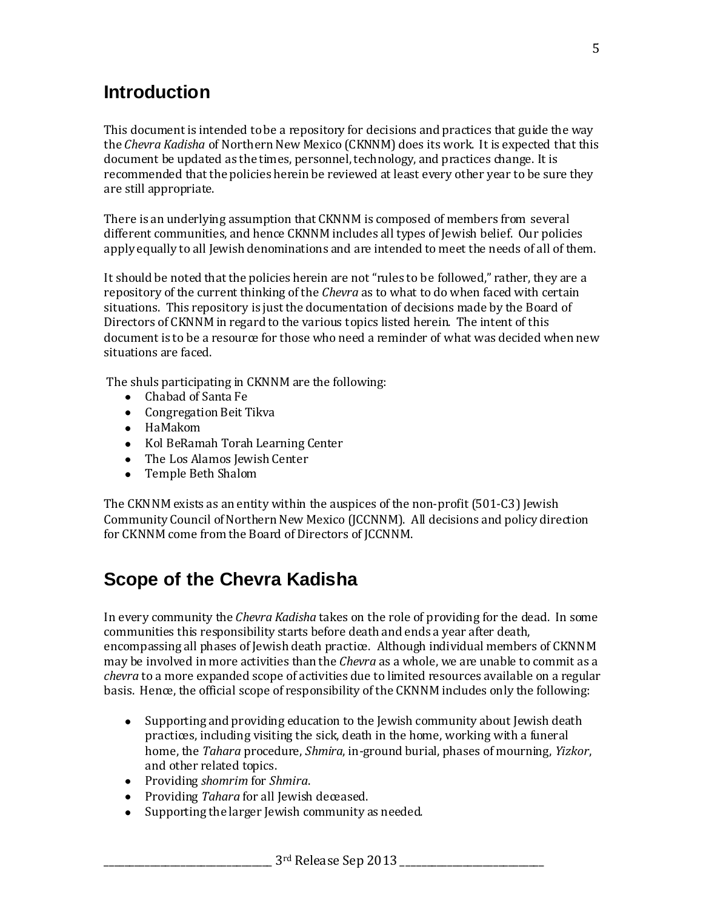## Introduction

This document is intended to be a repository for decisions and practices that guide the way the *Chevra Kadisha* of Northern New Mexico (CKNNM) does its work. It is expected that this document be updated as the times, personnel, technology, and practices change. It is recommended that the policies herein be reviewed at least every other year to be sure they are still appropriate.

There is an underlying assumption that CKNNM is composed of members from several different communities, and hence CKNNM includes all types of Jewish belief. Our policies apply equally to all Jewish denominations and are intended to meet the needs of all of them.

It should be noted that the policies herein are not "rules to be followed," rather, they are a repository of the current thinking of the *Chevra* as to what to do when faced with certain situations. This repository is just the documentation of decisions made by the Board of Directors of CKNNM in regard to the various topics listed herein. The intent of this document is to be a resource for those who need a reminder of what was decided when new situations are faced.

The shuls participating in CKNNM are the following:

- Chabad of Santa Fe
- Congregation Beit Tikva
- HaMakom
- Kol BeRamah Torah Learning Center
- The Los Alamos Jewish Center
- Temple Beth Shalom

The CKNNM exists as an entity within the auspices of the non-profit (501-C3) Jewish Community Council of Northern New Mexico (JCCNNM). All decisions and policy direction for CKNNM come from the Board of Directors of JCCNNM.

## Scope of the Chevra Kadisha

In every community the *Chevra Kadisha* takes on the role of providing for the dead. In some communities this responsibility starts before death and ends a year after death, encompassing all phases of Jewish death practice. Although individual members of CKNNM may be involved in more activities than the *Chevra* as a whole, we are unable to commit as a *chevra* to a more expanded scope of activities due to limited resources available on a regular basis. Hence, the official scope of responsibility of the CKNNM includes only the following:

- Supporting and providing education to the Jewish community about Jewish death practices, including visiting the sick, death in the home, working with a funeral home, the *Tahara* procedure, *Shmira*, in-ground burial, phases of mourning, *Yizkor*, and other related topics.
- Providing *shomrim* for *Shmira*.
- Providing *Tahara* for all Jewish deceased.
- Supporting the larger Jewish community as needed.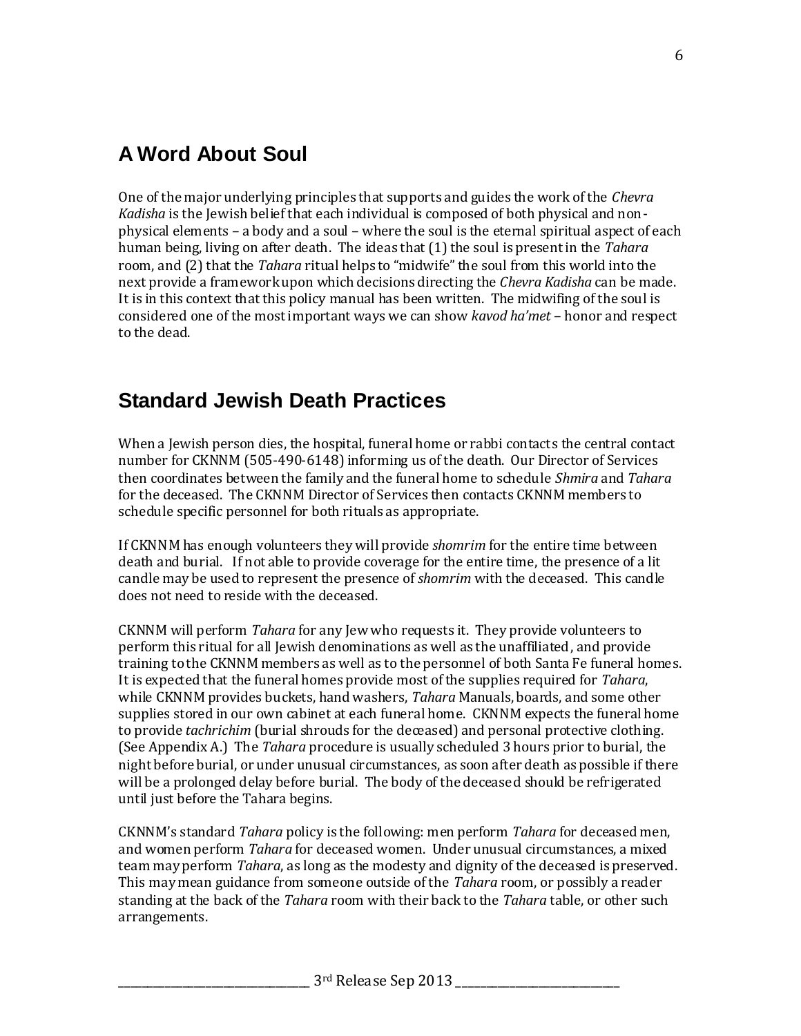## A Word About Soul

One of the major underlying principles that supports and guides the work of the *Chevra Kadisha* is the Jewish belief that each individual is composed of both physical and non-physical elements – a body and a soul – where the soul is the eternal spiritual aspect of each human being, living on after death. The ideas that (1) the soul is present in the *Tahara* room, and (2) that the *Tahara* ritual helps to "midwife" the soul from this world into the next provide a framework upon which decisions directing the *Chevra Kadisha* can be made. It is in this context that this policy manual has been written. The midwifing of the soul is considered one of the most important ways we can show *kavod ha'met* – honor and respect to the dead.

## Standard Jewish Death Practices

When a Jewish person dies, the hospital, funeral home or rabbi contacts the central contact number for CKNNM (505-490-6148) informing us of the death. Our Director of Services then coordinates between the family and the funeral home to schedule *Shmira* and *Tahara* for the deceased. The CKNNM Director of Services then contacts CKNNM members to schedule specific personnel for both rituals as appropriate.

If CKNNM has enough volunteers they will provide *shomrim* for the entire time between death and burial. If not able to provide coverage for the entire time, the presence of a lit candle may be used to represent the presence of *shomrim* with the deceased. This candle does not need to reside with the deceased.

CKNNM will perform *Tahara* for any Jew who requests it. They provide volunteers to perform this ritual for all Jewish denominations as well as the unaffiliated, and provide training to the CKNNM members as well as to the personnel of both Santa Fe funeral homes. It is expected that the funeral homes provide most of the supplies required for *Tahara*, while CKNNM provides buckets, hand washers, *Tahara* Manuals, boards, and some other supplies stored in our own cabinet at each funeral home. CKNNM expects the funeral home to provide *tachrichim* (burial shrouds for the deceased) and personal protective clothing. (See Appendix A.) The *Tahara* procedure is usually scheduled 3 hours prior to burial, the night before burial, or under unusual circumstances, as soon after death as possible if there will be a prolonged delay before burial. The body of the deceased should be refrigerated until just before the Tahara begins.

CKNNM's standard *Tahara* policy is the following: men perform *Tahara* for deceased men, and women perform *Tahara* for deceased women. Under unusual circumstances, a mixed team may perform *Tahara*, as long as the modesty and dignity of the deceased is preserved. This may mean guidance from someone outside of the *Tahara* room, or possibly a reader standing at the back of the *Tahara* room with their back to the *Tahara* table, or other such arrangements.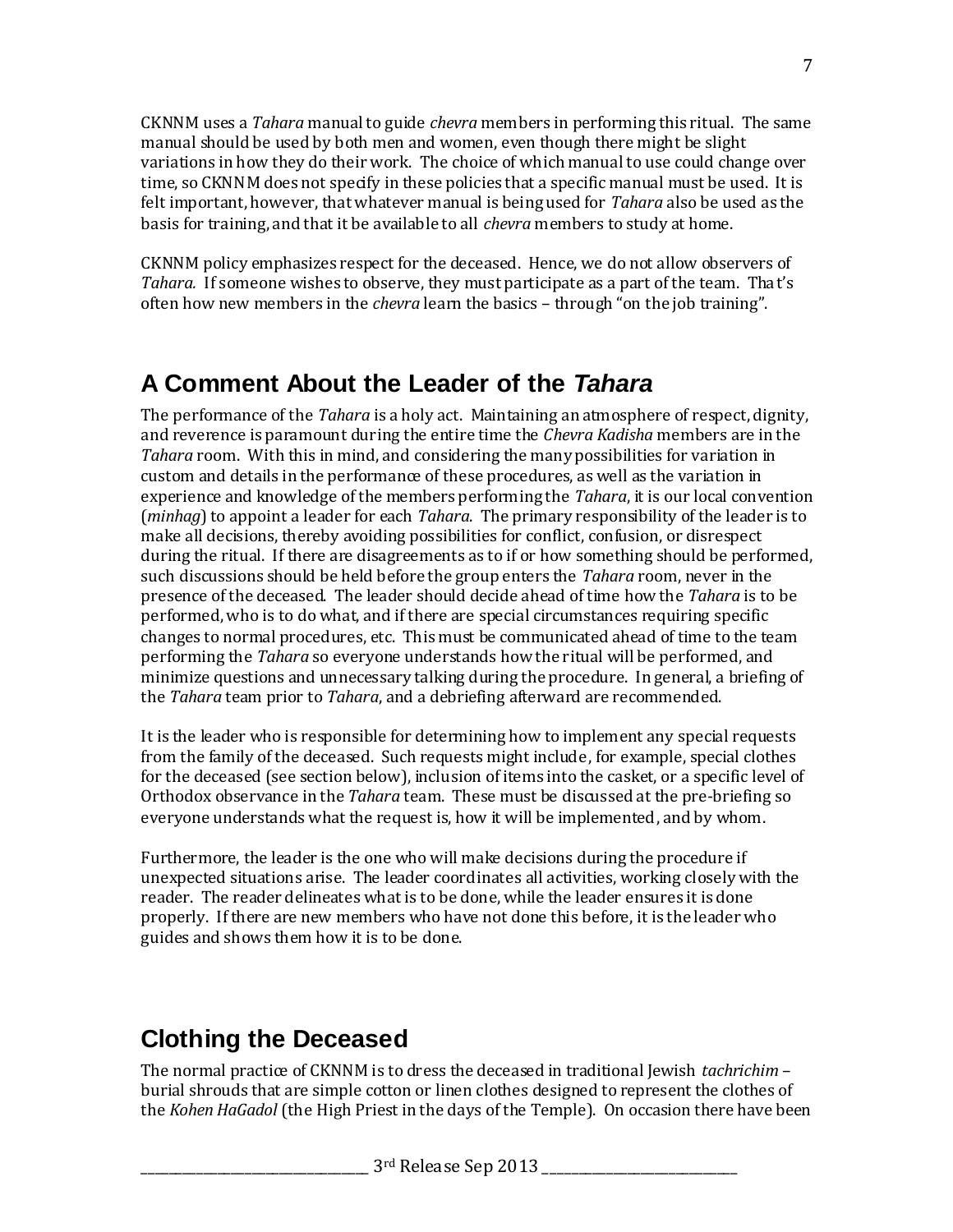CKNNM uses a *Tahara* manual to guide *chevra* members in performing this ritual. The same manual should be used by both men and women, even though there might be slight variations in how they do their work. The choice of which manual to use could change over time, so CKNNM does not specify in these policies that a specific manual must be used. It is felt important, however, that whatever manual is being used for *Tahara* also be used as the basis for training, and that it be available to all *chevra* members to study at home.

CKNNM policy emphasizes respect for the deceased. Hence, we do not allow observers of *Tahara*. If someone wishes to observe, they must participate as a part of the team. That's often how new members in the *chevra* learn the basics – through "on the job training".

## A Comment About the Leader of the *Tahara*

The performance of the *Tahara* is a holy act. Maintaining an atmosphere of respect, dignity, and reverence is paramount during the entire time the *Chevra Kadisha* members are in the *Tahara* room. With this in mind, and considering the many possibilities for variation in custom and details in the performance of these procedures, as well as the variation in experience and knowledge of the members performing the *Tahara*, it is our local convention (*minhag*) to appoint a leader for each *Tahara*. The primary responsibility of the leader is to make all decisions, thereby avoiding possibilities for conflict, confusion, or disrespect during the ritual. If there are disagreements as to if or how something should be performed, such discussions should be held before the group enters the *Tahara* room, never in the presence of the deceased. The leader should decide ahead of time how the *Tahara* is to be performed, who is to do what, and if there are special circumstances requiring specific changes to normal procedures, etc. This must be communicated ahead of time to the team performing the *Tahara* so everyone understands how the ritual will be performed, and minimize questions and unnecessary talking during the procedure. In general, a briefing of the *Tahara* team prior to *Tahara*, and a debriefing afterward are recommended.

It is the leader who is responsible for determining how to implement any special requests from the family of the deceased. Such requests might include, for example, special clothes for the deceased (see section below), inclusion of items into the casket, or a specific level of Orthodox observance in the *Tahara* team. These must be discussed at the pre-briefing so everyone understands what the request is, how it will be implemented, and by whom.

Furthermore, the leader is the one who will make decisions during the procedure if unexpected situations arise. The leader coordinates all activities, working closely with the reader. The reader delineates what is to be done, while the leader ensures it is done properly. If there are new members who have not done this before, it is the leader who guides and shows them how it is to be done.

## Clothing the Deceased

The normal practice of CKNNM is to dress the deceased in traditional Jewish *tachrichim* – burial shrouds that are simple cotton or linen clothes designed to represent the clothes of the *Kohen HaGadol* (the High Priest in the days of the Temple). On occasion there have been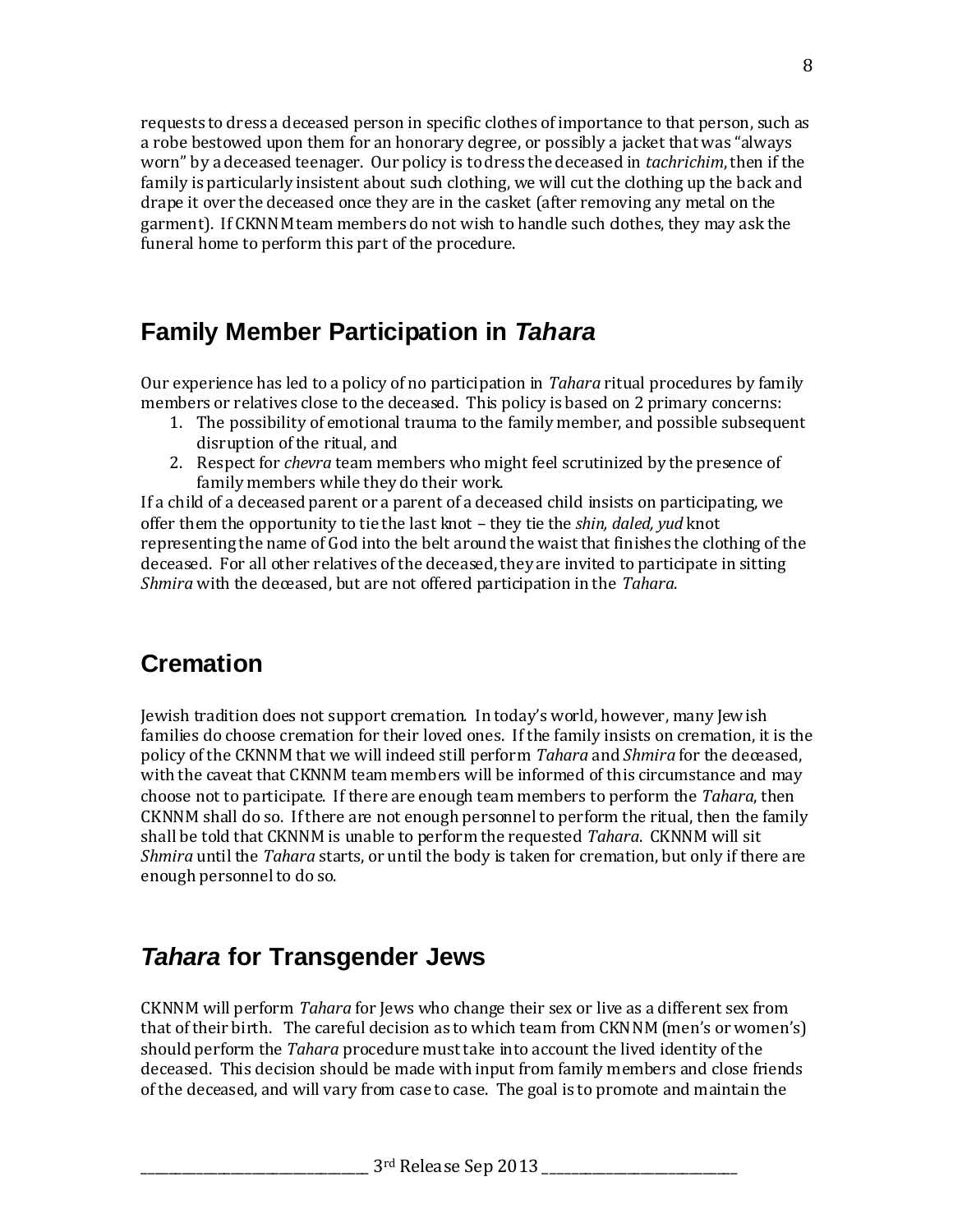requests to dress a deceased person in specific clothes of importance to that person, such as a robe bestowed upon them for an honorary degree, or possibly a jacket that was "always worn" by a deceased teenager. Our policy is to dress the deceased in *tachrichim*, then if the family is particularly insistent about such clothing, we will cut the clothing up the back and drape it over the deceased once they are in the casket (after removing any metal on the garment). If CKNNM team members do not wish to handle such clothes, they may ask the funeral home to perform this part of the procedure.

## Family Member Participation in *Tahara*

Our experience has led to a policy of no participation in *Tahara* ritual procedures by family members or relatives close to the deceased. This policy is based on 2 primary concerns:

1. The possibility of emotional trauma to the family member, and possible subsequent disruption of the ritual, and
2. Respect for *chevra* team members who might feel scrutinized by the presence of family members while they do their work.

If a child of a deceased parent or a parent of a deceased child insists on participating, we offer them the opportunity to tie the last knot – they tie the *shin, daled, yud* knot representing the name of God into the belt around the waist that finishes the clothing of the deceased. For all other relatives of the deceased, they are invited to participate in sitting *Shmira* with the deceased, but are not offered participation in the *Tahara*.

## Cremation

Jewish tradition does not support cremation. In today's world, however, many Jewish families do choose cremation for their loved ones. If the family insists on cremation, it is the policy of the CKNNM that we will indeed still perform *Tahara* and *Shmira* for the deceased, with the caveat that CKNNM team members will be informed of this circumstance and may choose not to participate. If there are enough team members to perform the *Tahara*, then CKNNM shall do so. If there are not enough personnel to perform the ritual, then the family shall be told that CKNNM is unable to perform the requested *Tahara*. CKNNM will sit *Shmira* until the *Tahara* starts, or until the body is taken for cremation, but only if there are enough personnel to do so.

## *Tahara* for Transgender Jews

CKNNM will perform *Tahara* for Jews who change their sex or live as a different sex from that of their birth. The careful decision as to which team from CKNNM (men's or women's) should perform the *Tahara* procedure must take into account the lived identity of the deceased. This decision should be made with input from family members and close friends of the deceased, and will vary from case to case. The goal is to promote and maintain the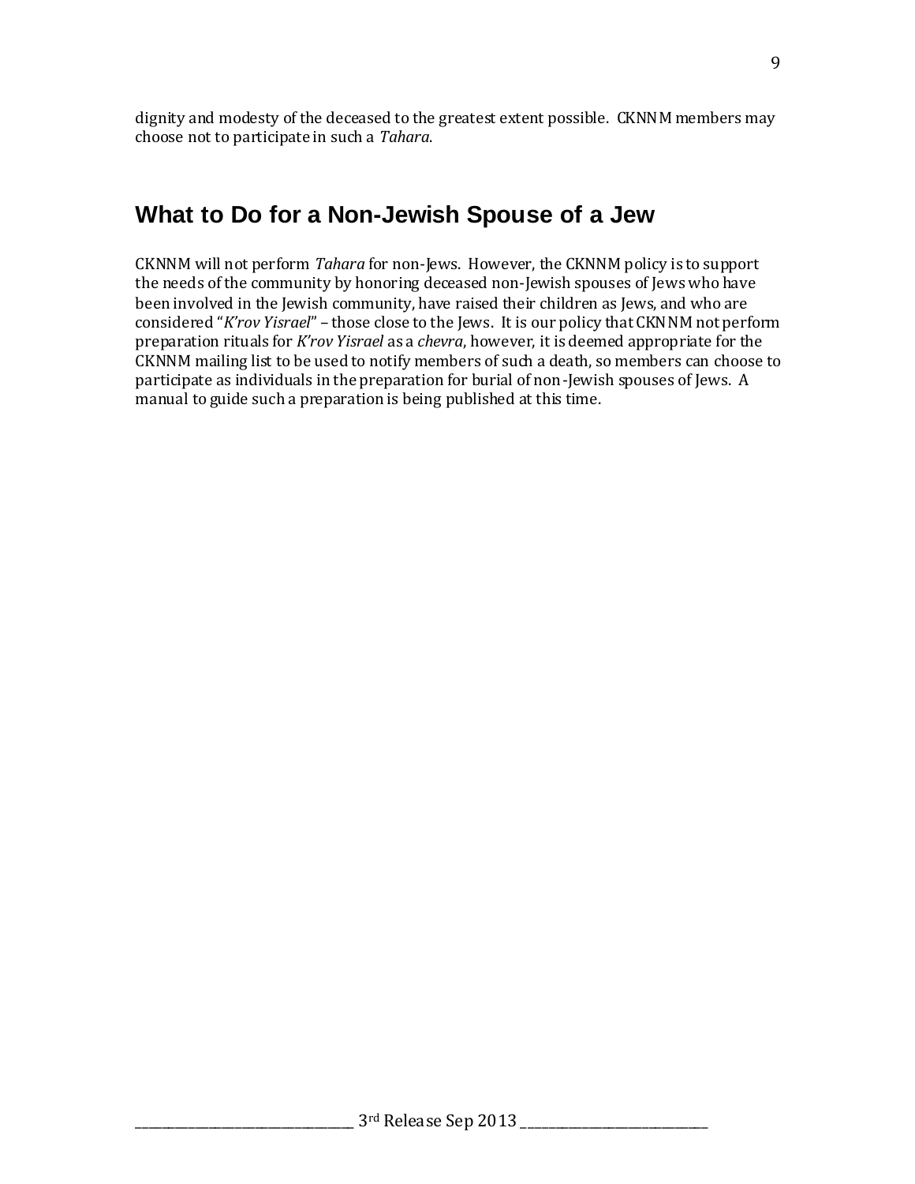dignity and modesty of the deceased to the greatest extent possible. CKNNM members may choose not to participate in such a *Tahara*.

## What to Do for a Non-Jewish Spouse of a Jew

CKNNM will not perform *Tahara* for non-Jews. However, the CKNNM policy is to support the needs of the community by honoring deceased non-Jewish spouses of Jews who have been involved in the Jewish community, have raised their children as Jews, and who are considered "*K'rov Yisrael*" – those close to the Jews. It is our policy that CKNNM not perform preparation rituals for *K'rov Yisrael* as a *chevra*, however, it is deemed appropriate for the CKNNM mailing list to be used to notify members of such a death, so members can choose to participate as individuals in the preparation for burial of non-Jewish spouses of Jews. A manual to guide such a preparation is being published at this time.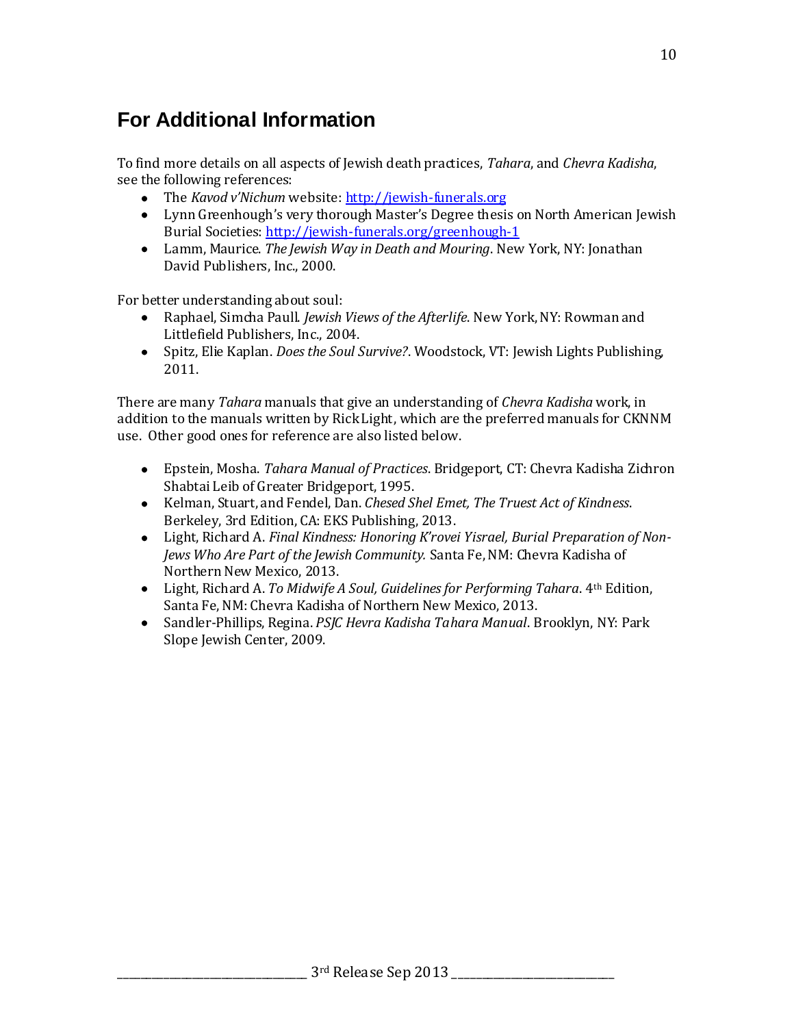## For Additional Information

To find more details on all aspects of Jewish death practices, *Tahara*, and *Chevra Kadisha*, see the following references:

- The *Kavod v'Nichum* website: [http://jewish-funerals.org](http://jewish-funerals.org)
- Lynn Greenhough's very thorough Master's Degree thesis on North American Jewish Burial Societies: [http://jewish-funerals.org/greenhough-1](http://jewish-funerals.org/greenhough-1)
- Lamm, Maurice. *The Jewish Way in Death and Mouring*. New York, NY: Jonathan David Publishers, Inc., 2000.

For better understanding about soul:

- Raphael, Simcha Paull. *Jewish Views of the Afterlife*. New York, NY: Rowman and Littlefield Publishers, Inc., 2004.
- Spitz, Elie Kaplan. *Does the Soul Survive?*. Woodstock, VT: Jewish Lights Publishing, 2011.

There are many *Tahara* manuals that give an understanding of *Chevra Kadisha* work, in addition to the manuals written by Rick Light, which are the preferred manuals for CKNNM use. Other good ones for reference are also listed below.

- Epstein, Mosha. *Tahara Manual of Practices*. Bridgeport, CT: Chevra Kadisha Zichron Shabtai Leib of Greater Bridgeport, 1995.
- Kelman, Stuart, and Fendel, Dan. *Chesed Shel Emet, The Truest Act of Kindness*. Berkeley, 3rd Edition, CA: EKS Publishing, 2013.
- Light, Richard A. *Final Kindness: Honoring K'rovei Yisrael, Burial Preparation of Non-Jews Who Are Part of the Jewish Community.* Santa Fe, NM: Chevra Kadisha of Northern New Mexico, 2013.
- Light, Richard A. *To Midwife A Soul, Guidelines for Performing Tahara*. 4th Edition, Santa Fe, NM: Chevra Kadisha of Northern New Mexico, 2013.
- Sandler-Phillips, Regina. *PSJC Hevra Kadisha Tahara Manual*. Brooklyn, NY: Park Slope Jewish Center, 2009.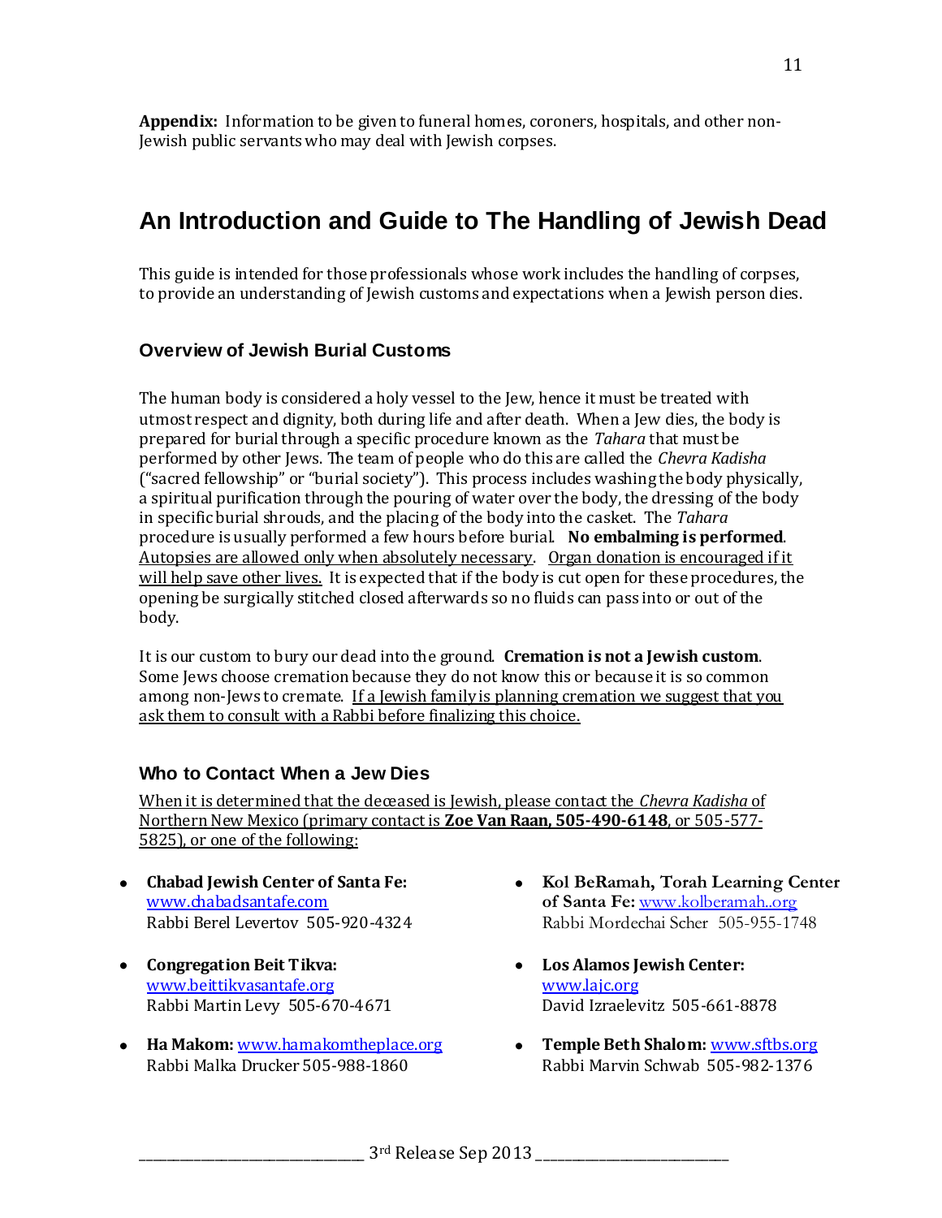**Appendix:** Information to be given to funeral homes, coroners, hospitals, and other non-Jewish public servants who may deal with Jewish corpses.

# An Introduction and Guide to The Handling of Jewish Dead

This guide is intended for those professionals whose work includes the handling of corpses, to provide an understanding of Jewish customs and expectations when a Jewish person dies.

## Overview of Jewish Burial Customs

The human body is considered a holy vessel to the Jew, hence it must be treated with utmost respect and dignity, both during life and after death. When a Jew dies, the body is prepared for burial through a specific procedure known as the *Tahara* that must be performed by other Jews. The team of people who do this are called the *Chevra Kadisha* ("sacred fellowship" or "burial society"). This process includes washing the body physically, a spiritual purification through the pouring of water over the body, the dressing of the body in specific burial shrouds, and the placing of the body into the casket. The *Tahara* procedure is usually performed a few hours before burial. **No embalming is performed**. Autopsies are allowed only when absolutely necessary. Organ donation is encouraged if it will help save other lives. It is expected that if the body is cut open for these procedures, the opening be surgically stitched closed afterwards so no fluids can pass into or out of the body.

It is our custom to bury our dead into the ground. **Cremation is not a Jewish custom**. Some Jews choose cremation because they do not know this or because it is so common among non-Jews to cremate. If a Jewish family is planning cremation we suggest that you ask them to consult with a Rabbi before finalizing this choice.

## Who to Contact When a Jew Dies

When it is determined that the deceased is Jewish, please contact the *Chevra Kadisha* of Northern New Mexico (primary contact is **Zoe Van Raan, 505-490-6148**, or 505-577-5825), or one of the following:

- **Chabad Jewish Center of Santa Fe:** www.chabadsantafe.com
  Rabbi Berel Levertov 505-920-4324
- **Congregation Beit Tikva:** www.beittikvasantafe.org
  Rabbi Martin Levy 505-670-4671
- **Ha Makom:** www.hamakomtheplace.org
  Rabbi Malka Drucker 505-988-1860
- **Kol BeRamah, Torah Learning Center of Santa Fe:** www.kolberamah..org
  Rabbi Mordechai Scher 505-955-1748
- **Los Alamos Jewish Center:** www.lajc.org
  David Izraelevitz 505-661-8878
- **Temple Beth Shalom:** www.sftbs.org
  Rabbi Marvin Schwab 505-982-1376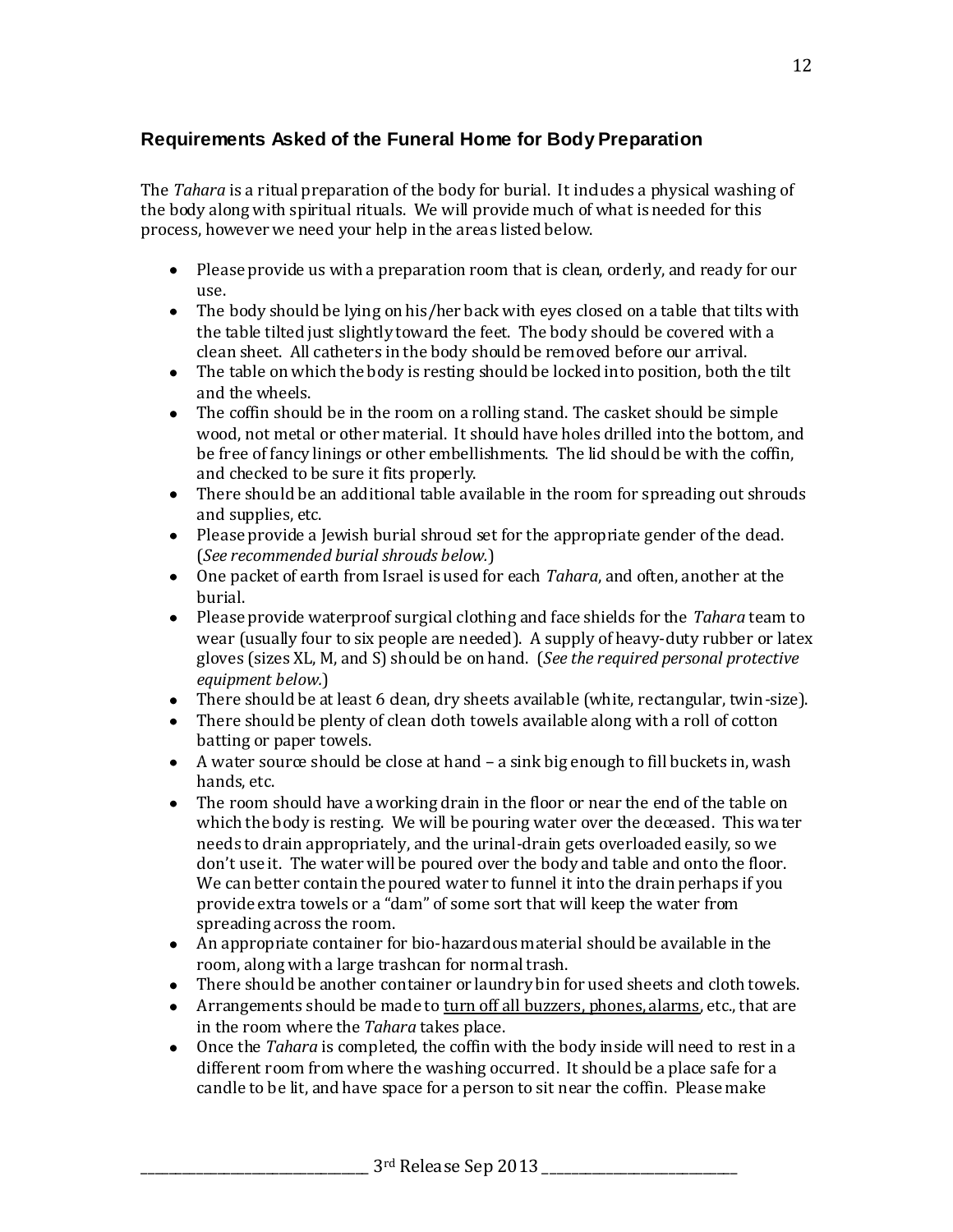## Requirements Asked of the Funeral Home for Body Preparation

The *Tahara* is a ritual preparation of the body for burial. It includes a physical washing of the body along with spiritual rituals. We will provide much of what is needed for this process, however we need your help in the areas listed below.

- Please provide us with a preparation room that is clean, orderly, and ready for our use.
- The body should be lying on his/her back with eyes closed on a table that tilts with the table tilted just slightly toward the feet. The body should be covered with a clean sheet. All catheters in the body should be removed before our arrival.
- The table on which the body is resting should be locked into position, both the tilt and the wheels.
- The coffin should be in the room on a rolling stand. The casket should be simple wood, not metal or other material. It should have holes drilled into the bottom, and be free of fancy linings or other embellishments. The lid should be with the coffin, and checked to be sure it fits properly.
- There should be an additional table available in the room for spreading out shrouds and supplies, etc.
- Please provide a Jewish burial shroud set for the appropriate gender of the dead. (*See recommended burial shrouds below.*)
- One packet of earth from Israel is used for each *Tahara*, and often, another at the burial.
- Please provide waterproof surgical clothing and face shields for the *Tahara* team to wear (usually four to six people are needed). A supply of heavy-duty rubber or latex gloves (sizes XL, M, and S) should be on hand. (*See the required personal protective equipment below.*)
- There should be at least 6 clean, dry sheets available (white, rectangular, twin-size).
- There should be plenty of clean cloth towels available along with a roll of cotton batting or paper towels.
- A water source should be close at hand – a sink big enough to fill buckets in, wash hands, etc.
- The room should have a working drain in the floor or near the end of the table on which the body is resting. We will be pouring water over the deceased. This water needs to drain appropriately, and the urinal-drain gets overloaded easily, so we don't use it. The water will be poured over the body and table and onto the floor. We can better contain the poured water to funnel it into the drain perhaps if you provide extra towels or a "dam" of some sort that will keep the water from spreading across the room.
- An appropriate container for bio-hazardous material should be available in the room, along with a large trashcan for normal trash.
- There should be another container or laundry bin for used sheets and cloth towels.
- Arrangements should be made to <u>turn off all buzzers, phones, alarms</u>, etc., that are in the room where the *Tahara* takes place.
- Once the *Tahara* is completed, the coffin with the body inside will need to rest in a different room from where the washing occurred. It should be a place safe for a candle to be lit, and have space for a person to sit near the coffin. Please make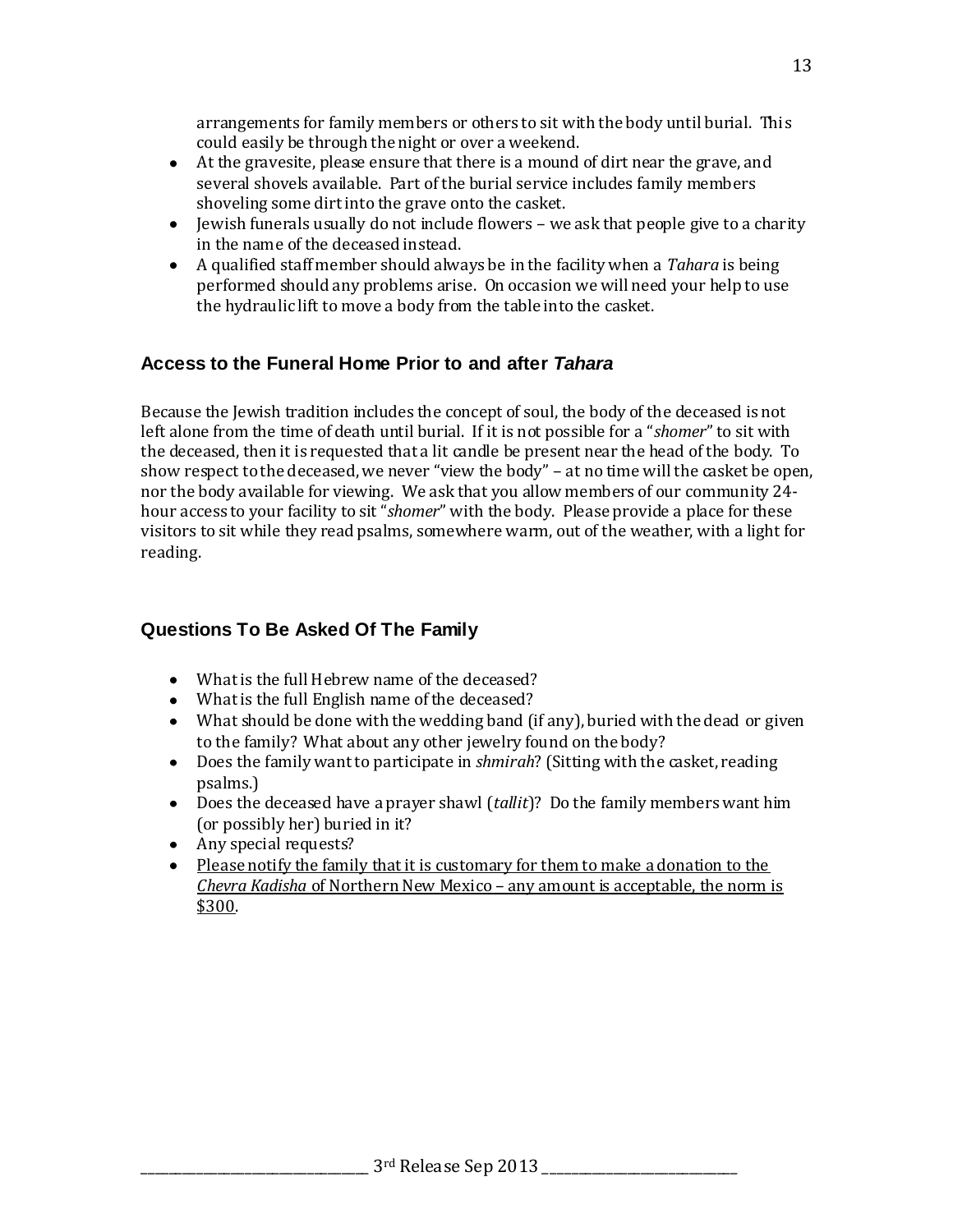arrangements for family members or others to sit with the body until burial. This could easily be through the night or over a weekend.

- At the gravesite, please ensure that there is a mound of dirt near the grave, and several shovels available. Part of the burial service includes family members shoveling some dirt into the grave onto the casket.
- Jewish funerals usually do not include flowers – we ask that people give to a charity in the name of the deceased instead.
- A qualified staff member should always be in the facility when a *Tahara* is being performed should any problems arise. On occasion we will need your help to use the hydraulic lift to move a body from the table into the casket.

## Access to the Funeral Home Prior to and after *Tahara*

Because the Jewish tradition includes the concept of soul, the body of the deceased is not left alone from the time of death until burial. If it is not possible for a "*shomer*" to sit with the deceased, then it is requested that a lit candle be present near the head of the body. To show respect to the deceased, we never "view the body" – at no time will the casket be open, nor the body available for viewing. We ask that you allow members of our community 24-hour access to your facility to sit "*shomer*" with the body. Please provide a place for these visitors to sit while they read psalms, somewhere warm, out of the weather, with a light for reading.

## Questions To Be Asked Of The Family

- What is the full Hebrew name of the deceased?
- What is the full English name of the deceased?
- What should be done with the wedding band (if any), buried with the dead or given to the family? What about any other jewelry found on the body?
- Does the family want to participate in *shmirah*? (Sitting with the casket, reading psalms.)
- Does the deceased have a prayer shawl (*tallit*)? Do the family members want him (or possibly her) buried in it?
- Any special requests?
- <u>Please notify the family that it is customary for them to make a donation to the *Chevra Kadisha* of Northern New Mexico – any amount is acceptable, the norm is $300</u>.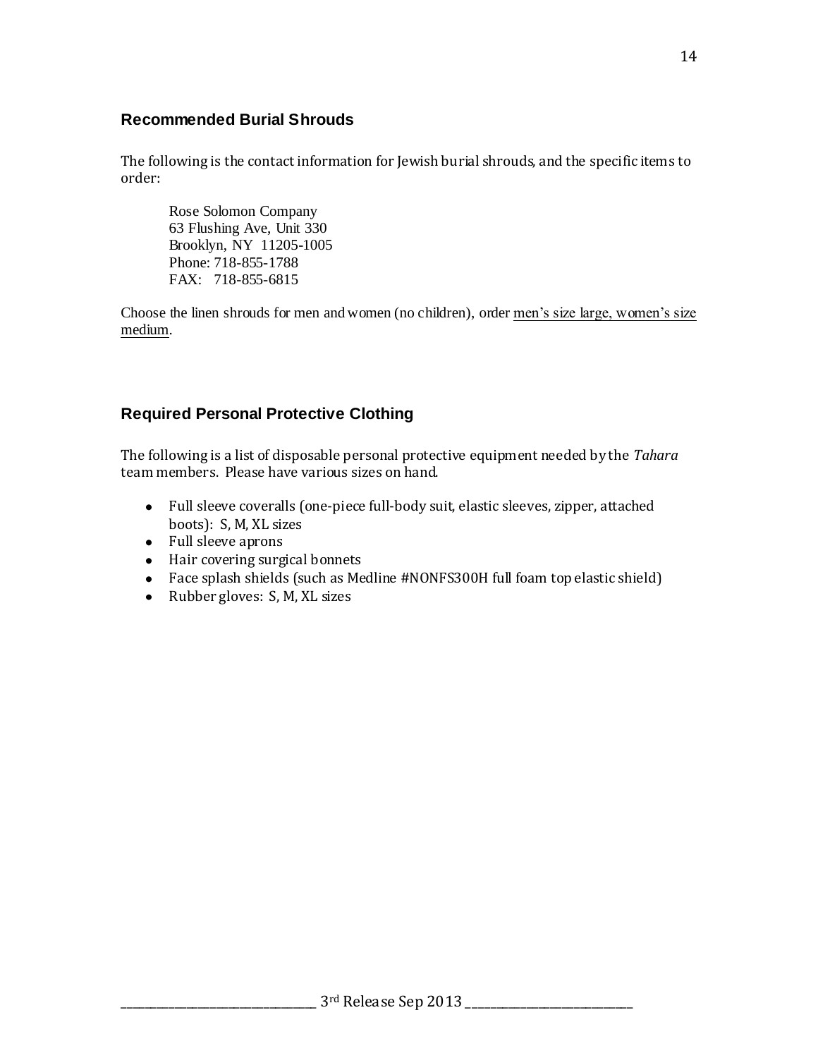## Recommended Burial Shrouds

The following is the contact information for Jewish burial shrouds, and the specific items to order:

Rose Solomon Company  
63 Flushing Ave, Unit 330  
Brooklyn, NY 11205-1005  
Phone: 718-855-1788  
FAX: 718-855-6815

Choose the linen shrouds for men and women (no children), order men's size large, women's size medium.

## Required Personal Protective Clothing

The following is a list of disposable personal protective equipment needed by the *Tahara* team members. Please have various sizes on hand.

- Full sleeve coveralls (one-piece full-body suit, elastic sleeves, zipper, attached boots): S, M, XL sizes
- Full sleeve aprons
- Hair covering surgical bonnets
- Face splash shields (such as Medline #NONFS300H full foam top elastic shield)
- Rubber gloves: S, M, XL sizes